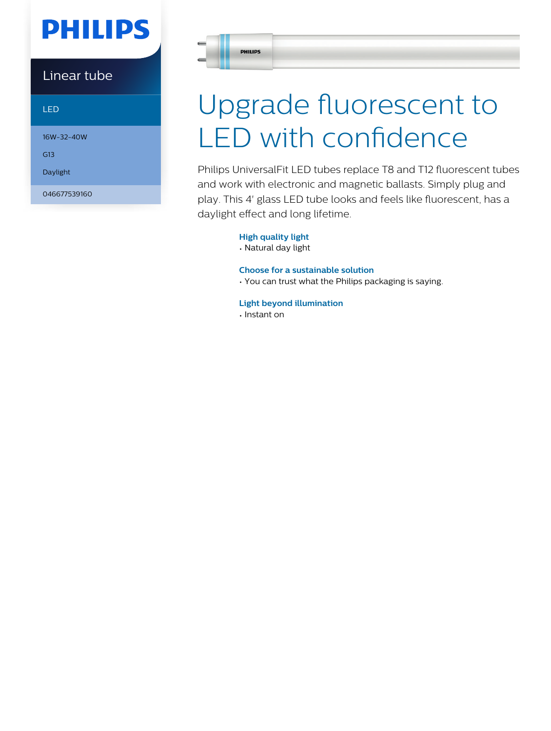PHILIPS

Linear tube

LED

16W-32-40W

G13

Daylight

046677539160

# Upgrade fluorescent to LED with confidence

Philips UniversalFit LED tubes replace T8 and T12 fluorescent tubes and work with electronic and magnetic ballasts. Simply plug and play. This 4' glass LED tube looks and feels like fluorescent, has a daylight effect and long lifetime.

### High quality light

- Natural day light

### Choose for a sustainable solution

- You can trust what the Philips packaging is saying.

### Light beyond illumination

- Instant on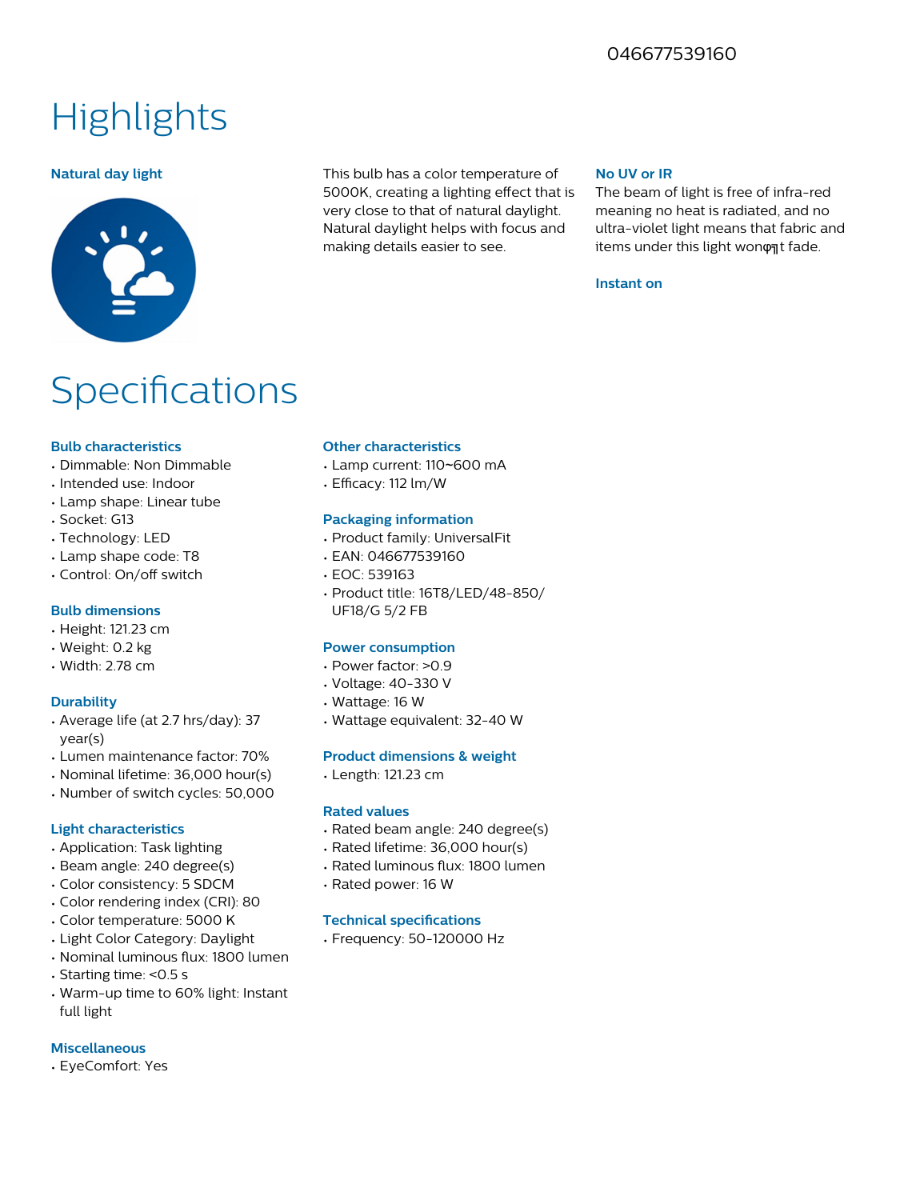046677539160

# Highlights

### Natural day light

This bulb has a color temperature of 5000K, creating a lighting effect that is very close to that of natural daylight. Natural daylight helps with focus and making details easier to see.

### No UV or IR

The beam of light is free of infra-red meaning no heat is radiated, and no ultra-violet light means that fabric and items under this light wonφηt fade.

### Instant on

# Specifications

### Bulb characteristics

- Dimmable: Non Dimmable
- Intended use: Indoor
- Lamp shape: Linear tube
- Socket: G13
- Technology: LED
- Lamp shape code: T8
- Control: On/off switch

### Bulb dimensions

- Height: 121.23 cm
- Weight: 0.2 kg
- Width: 2.78 cm

### Durability

- Average life (at 2.7 hrs/day): 37 year(s)
- Lumen maintenance factor: 70%
- Nominal lifetime: 36,000 hour(s)
- Number of switch cycles: 50,000

### Light characteristics

- Application: Task lighting
- Beam angle: 240 degree(s)
- Color consistency: 5 SDCM
- Color rendering index (CRI): 80
- Color temperature: 5000 K
- Light Color Category: Daylight
- Nominal luminous flux: 1800 lumen
- Starting time: <0.5 s
- Warm-up time to 60% light: Instant full light

### Miscellaneous

- EyeComfort: Yes

### Other characteristics

- Lamp current: 110~600 mA
- Efficacy: 112 lm/W

### Packaging information

- Product family: UniversalFit
- EAN: 046677539160
- EOC: 539163
- Product title: 16T8/LED/48-850/UF18/G 5/2 FB

### Power consumption

- Power factor: >0.9
- Voltage: 40-330 V
- Wattage: 16 W
- Wattage equivalent: 32-40 W

### Product dimensions & weight

- Length: 121.23 cm

### Rated values

- Rated beam angle: 240 degree(s)
- Rated lifetime: 36,000 hour(s)
- Rated luminous flux: 1800 lumen
- Rated power: 16 W

### Technical specifications

- Frequency: 50-120000 Hz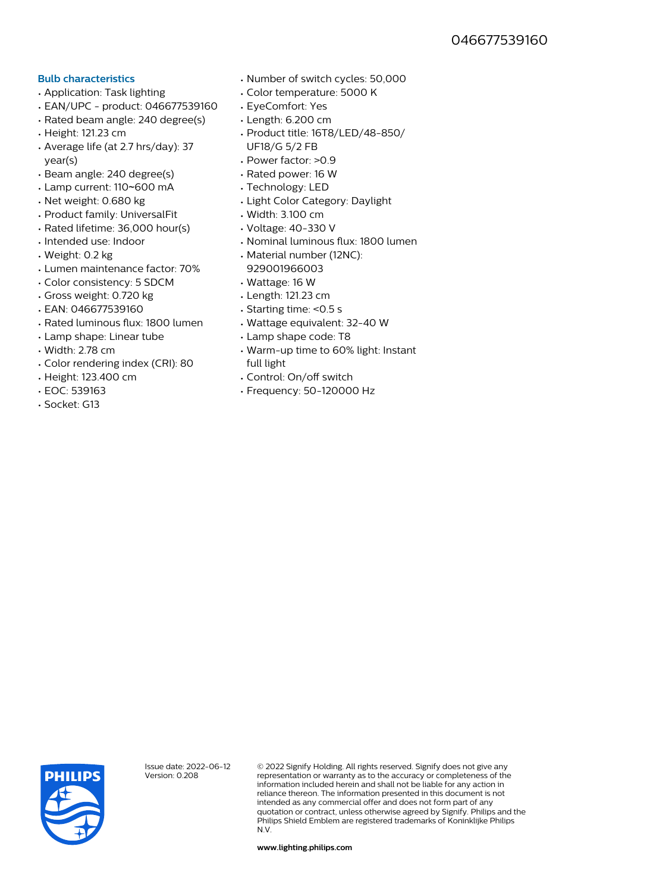046677539160

## Bulb characteristics

- Application: Task lighting
- EAN/UPC - product: 046677539160
- Rated beam angle: 240 degree(s)
- Height: 121.23 cm
- Average life (at 2.7 hrs/day): 37 year(s)
- Beam angle: 240 degree(s)
- Lamp current: 110~600 mA
- Net weight: 0.680 kg
- Product family: UniversalFit
- Rated lifetime: 36,000 hour(s)
- Intended use: Indoor
- Weight: 0.2 kg
- Lumen maintenance factor: 70%
- Color consistency: 5 SDCM
- Gross weight: 0.720 kg
- EAN: 046677539160
- Rated luminous flux: 1800 lumen
- Lamp shape: Linear tube
- Width: 2.78 cm
- Color rendering index (CRI): 80
- Height: 123.400 cm
- EOC: 539163
- Socket: G13
- Number of switch cycles: 50,000
- Color temperature: 5000 K
- EyeComfort: Yes
- Length: 6.200 cm
- Product title: 16T8/LED/48-850/UF18/G 5/2 FB
- Power factor: >0.9
- Rated power: 16 W
- Technology: LED
- Light Color Category: Daylight
- Width: 3.100 cm
- Voltage: 40-330 V
- Nominal luminous flux: 1800 lumen
- Material number (12NC): 929001966003
- Wattage: 16 W
- Length: 121.23 cm
- Starting time: <0.5 s
- Wattage equivalent: 32-40 W
- Lamp shape code: T8
- Warm-up time to 60% light: Instant full light
- Control: On/off switch
- Frequency: 50-120000 Hz

Issue date: 2022-06-12
Version: 0.208

© 2022 Signify Holding. All rights reserved. Signify does not give any representation or warranty as to the accuracy or completeness of the information included herein and shall not be liable for any action in reliance thereon. The information presented in this document is not intended as any commercial offer and does not form part of any quotation or contract, unless otherwise agreed by Signify. Philips and the Philips Shield Emblem are registered trademarks of Koninklijke Philips N.V.

**www.lighting.philips.com**